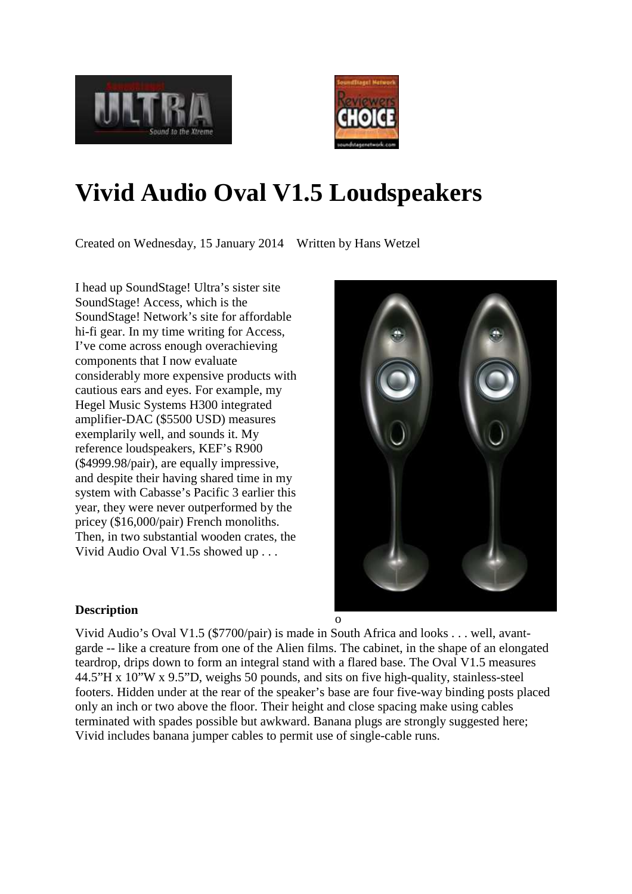# Vivid Audio Oval V1.5 Loudspeakers

Created on Wednesday, 15 January 2014    Written by Hans Wetzel

I head up SoundStage! Ultra's sister site SoundStage! Access, which is the SoundStage! Network's site for affordable hi-fi gear. In my time writing for Access, I've come across enough overachieving components that I now evaluate considerably more expensive products with cautious ears and eyes. For example, my Hegel Music Systems H300 integrated amplifier-DAC ($5500 USD) measures exemplarily well, and sounds it. My reference loudspeakers, KEF's R900 ($4999.98/pair), are equally impressive, and despite their having shared time in my system with Cabasse's Pacific 3 earlier this year, they were never outperformed by the pricey ($16,000/pair) French monoliths. Then, in two substantial wooden crates, the Vivid Audio Oval V1.5s showed up . . .

**Description**

Vivid Audio's Oval V1.5 ($7700/pair) is made in South Africa and looks . . . well, avant-garde -- like a creature from one of the Alien films. The cabinet, in the shape of an elongated teardrop, drips down to form an integral stand with a flared base. The Oval V1.5 measures 44.5"H x 10"W x 9.5"D, weighs 50 pounds, and sits on five high-quality, stainless-steel footers. Hidden under at the rear of the speaker's base are four five-way binding posts placed only an inch or two above the floor. Their height and close spacing make using cables terminated with spades possible but awkward. Banana plugs are strongly suggested here; Vivid includes banana jumper cables to permit use of single-cable runs.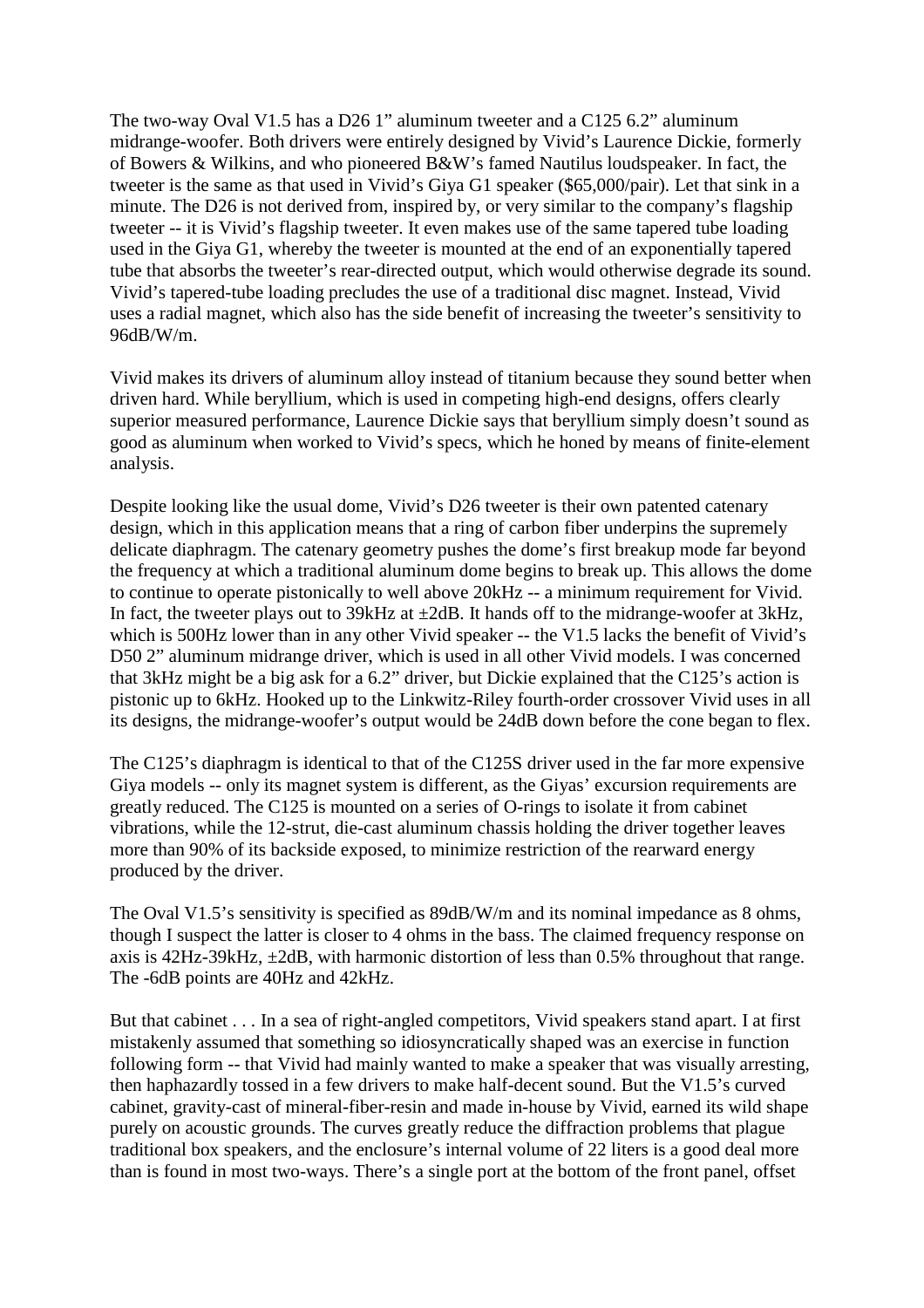The two-way Oval V1.5 has a D26 1" aluminum tweeter and a C125 6.2" aluminum midrange-woofer. Both drivers were entirely designed by Vivid's Laurence Dickie, formerly of Bowers & Wilkins, and who pioneered B&W's famed Nautilus loudspeaker. In fact, the tweeter is the same as that used in Vivid's Giya G1 speaker ($65,000/pair). Let that sink in a minute. The D26 is not derived from, inspired by, or very similar to the company's flagship tweeter -- it is Vivid's flagship tweeter. It even makes use of the same tapered tube loading used in the Giya G1, whereby the tweeter is mounted at the end of an exponentially tapered tube that absorbs the tweeter's rear-directed output, which would otherwise degrade its sound. Vivid's tapered-tube loading precludes the use of a traditional disc magnet. Instead, Vivid uses a radial magnet, which also has the side benefit of increasing the tweeter's sensitivity to 96dB/W/m.

Vivid makes its drivers of aluminum alloy instead of titanium because they sound better when driven hard. While beryllium, which is used in competing high-end designs, offers clearly superior measured performance, Laurence Dickie says that beryllium simply doesn't sound as good as aluminum when worked to Vivid's specs, which he honed by means of finite-element analysis.

Despite looking like the usual dome, Vivid's D26 tweeter is their own patented catenary design, which in this application means that a ring of carbon fiber underpins the supremely delicate diaphragm. The catenary geometry pushes the dome's first breakup mode far beyond the frequency at which a traditional aluminum dome begins to break up. This allows the dome to continue to operate pistonically to well above 20kHz -- a minimum requirement for Vivid. In fact, the tweeter plays out to 39kHz at ±2dB. It hands off to the midrange-woofer at 3kHz, which is 500Hz lower than in any other Vivid speaker -- the V1.5 lacks the benefit of Vivid's D50 2" aluminum midrange driver, which is used in all other Vivid models. I was concerned that 3kHz might be a big ask for a 6.2" driver, but Dickie explained that the C125's action is pistonic up to 6kHz. Hooked up to the Linkwitz-Riley fourth-order crossover Vivid uses in all its designs, the midrange-woofer's output would be 24dB down before the cone began to flex.

The C125's diaphragm is identical to that of the C125S driver used in the far more expensive Giya models -- only its magnet system is different, as the Giyas' excursion requirements are greatly reduced. The C125 is mounted on a series of O-rings to isolate it from cabinet vibrations, while the 12-strut, die-cast aluminum chassis holding the driver together leaves more than 90% of its backside exposed, to minimize restriction of the rearward energy produced by the driver.

The Oval V1.5's sensitivity is specified as 89dB/W/m and its nominal impedance as 8 ohms, though I suspect the latter is closer to 4 ohms in the bass. The claimed frequency response on axis is 42Hz-39kHz, ±2dB, with harmonic distortion of less than 0.5% throughout that range. The -6dB points are 40Hz and 42kHz.

But that cabinet . . . In a sea of right-angled competitors, Vivid speakers stand apart. I at first mistakenly assumed that something so idiosyncratically shaped was an exercise in function following form -- that Vivid had mainly wanted to make a speaker that was visually arresting, then haphazardly tossed in a few drivers to make half-decent sound. But the V1.5's curved cabinet, gravity-cast of mineral-fiber-resin and made in-house by Vivid, earned its wild shape purely on acoustic grounds. The curves greatly reduce the diffraction problems that plague traditional box speakers, and the enclosure's internal volume of 22 liters is a good deal more than is found in most two-ways. There's a single port at the bottom of the front panel, offset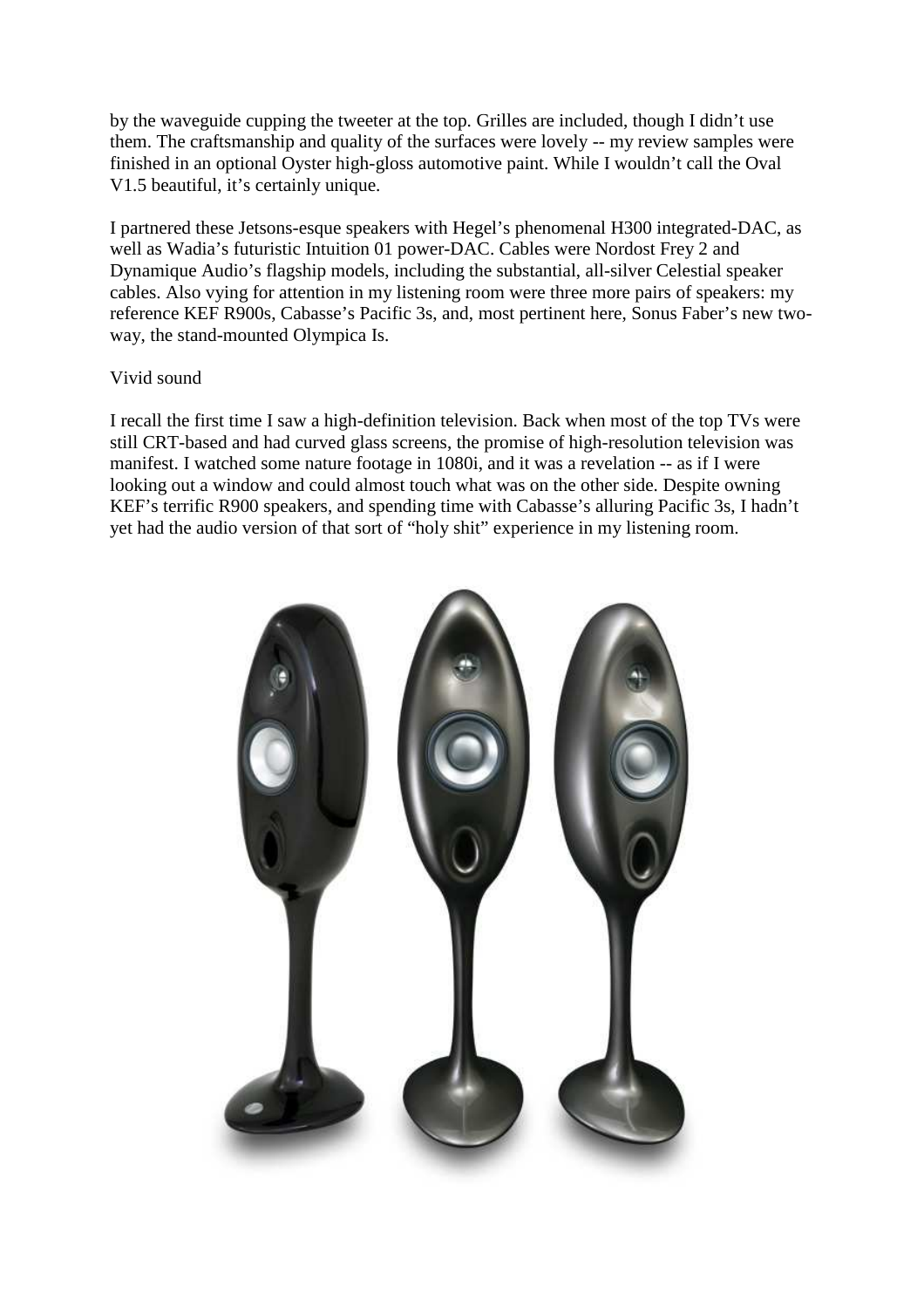by the waveguide cupping the tweeter at the top. Grilles are included, though I didn't use them. The craftsmanship and quality of the surfaces were lovely -- my review samples were finished in an optional Oyster high-gloss automotive paint. While I wouldn't call the Oval V1.5 beautiful, it's certainly unique.

I partnered these Jetsons-esque speakers with Hegel's phenomenal H300 integrated-DAC, as well as Wadia's futuristic Intuition 01 power-DAC. Cables were Nordost Frey 2 and Dynamique Audio's flagship models, including the substantial, all-silver Celestial speaker cables. Also vying for attention in my listening room were three more pairs of speakers: my reference KEF R900s, Cabasse's Pacific 3s, and, most pertinent here, Sonus Faber's new two-way, the stand-mounted Olympica Is.

## Vivid sound

I recall the first time I saw a high-definition television. Back when most of the top TVs were still CRT-based and had curved glass screens, the promise of high-resolution television was manifest. I watched some nature footage in 1080i, and it was a revelation -- as if I were looking out a window and could almost touch what was on the other side. Despite owning KEF's terrific R900 speakers, and spending time with Cabasse's alluring Pacific 3s, I hadn't yet had the audio version of that sort of "holy shit" experience in my listening room.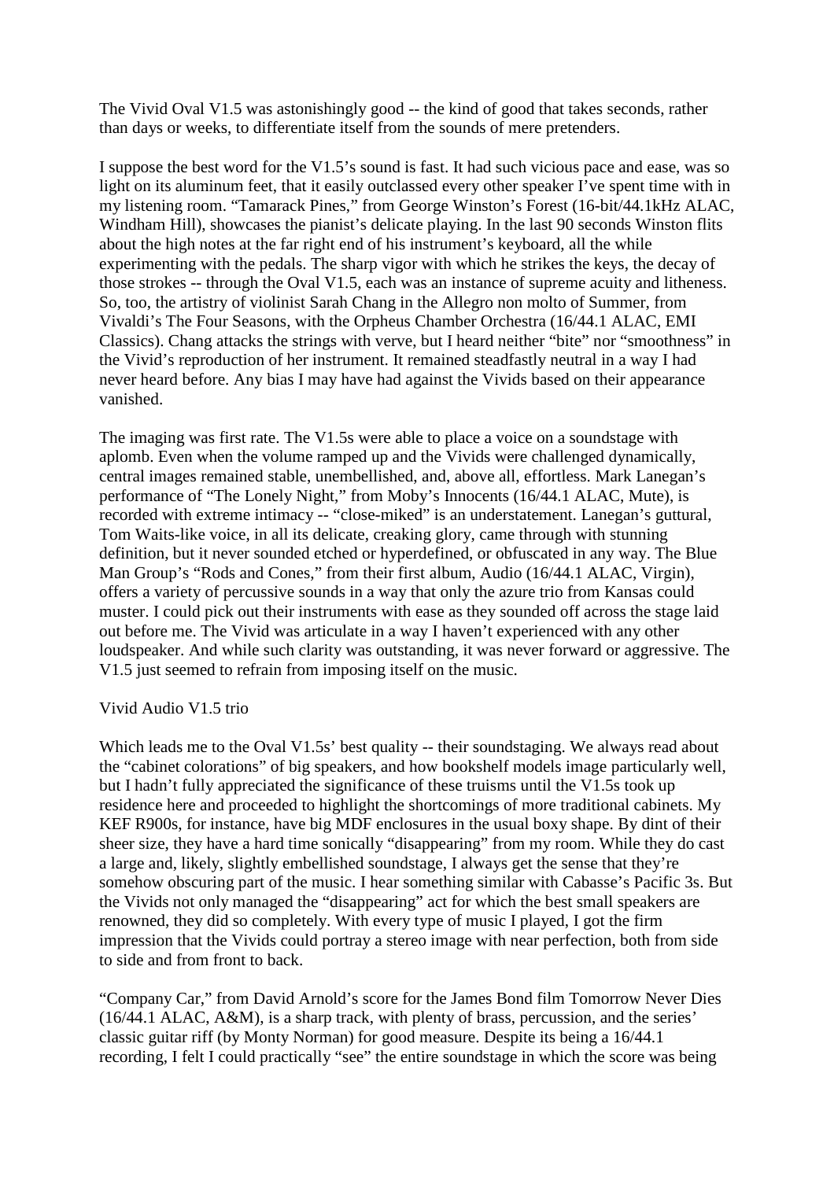The Vivid Oval V1.5 was astonishingly good -- the kind of good that takes seconds, rather than days or weeks, to differentiate itself from the sounds of mere pretenders.

I suppose the best word for the V1.5's sound is fast. It had such vicious pace and ease, was so light on its aluminum feet, that it easily outclassed every other speaker I've spent time with in my listening room. "Tamarack Pines," from George Winston's Forest (16-bit/44.1kHz ALAC, Windham Hill), showcases the pianist's delicate playing. In the last 90 seconds Winston flits about the high notes at the far right end of his instrument's keyboard, all the while experimenting with the pedals. The sharp vigor with which he strikes the keys, the decay of those strokes -- through the Oval V1.5, each was an instance of supreme acuity and litheness. So, too, the artistry of violinist Sarah Chang in the Allegro non molto of Summer, from Vivaldi's The Four Seasons, with the Orpheus Chamber Orchestra (16/44.1 ALAC, EMI Classics). Chang attacks the strings with verve, but I heard neither "bite" nor "smoothness" in the Vivid's reproduction of her instrument. It remained steadfastly neutral in a way I had never heard before. Any bias I may have had against the Vivids based on their appearance vanished.

The imaging was first rate. The V1.5s were able to place a voice on a soundstage with aplomb. Even when the volume ramped up and the Vivids were challenged dynamically, central images remained stable, unembellished, and, above all, effortless. Mark Lanegan's performance of "The Lonely Night," from Moby's Innocents (16/44.1 ALAC, Mute), is recorded with extreme intimacy -- "close-miked" is an understatement. Lanegan's guttural, Tom Waits-like voice, in all its delicate, creaking glory, came through with stunning definition, but it never sounded etched or hyperdefined, or obfuscated in any way. The Blue Man Group's "Rods and Cones," from their first album, Audio (16/44.1 ALAC, Virgin), offers a variety of percussive sounds in a way that only the azure trio from Kansas could muster. I could pick out their instruments with ease as they sounded off across the stage laid out before me. The Vivid was articulate in a way I haven't experienced with any other loudspeaker. And while such clarity was outstanding, it was never forward or aggressive. The V1.5 just seemed to refrain from imposing itself on the music.

Vivid Audio V1.5 trio

Which leads me to the Oval V1.5s' best quality -- their soundstaging. We always read about the "cabinet colorations" of big speakers, and how bookshelf models image particularly well, but I hadn't fully appreciated the significance of these truisms until the V1.5s took up residence here and proceeded to highlight the shortcomings of more traditional cabinets. My KEF R900s, for instance, have big MDF enclosures in the usual boxy shape. By dint of their sheer size, they have a hard time sonically "disappearing" from my room. While they do cast a large and, likely, slightly embellished soundstage, I always get the sense that they're somehow obscuring part of the music. I hear something similar with Cabasse's Pacific 3s. But the Vivids not only managed the "disappearing" act for which the best small speakers are renowned, they did so completely. With every type of music I played, I got the firm impression that the Vivids could portray a stereo image with near perfection, both from side to side and from front to back.

"Company Car," from David Arnold's score for the James Bond film Tomorrow Never Dies (16/44.1 ALAC, A&M), is a sharp track, with plenty of brass, percussion, and the series' classic guitar riff (by Monty Norman) for good measure. Despite its being a 16/44.1 recording, I felt I could practically "see" the entire soundstage in which the score was being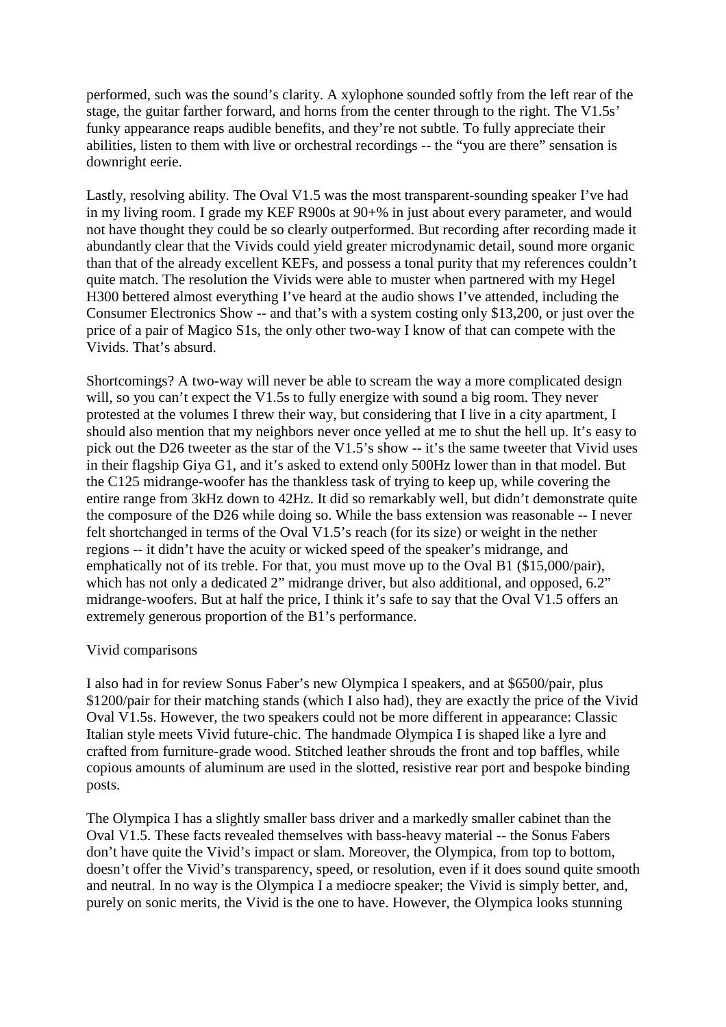performed, such was the sound's clarity. A xylophone sounded softly from the left rear of the stage, the guitar farther forward, and horns from the center through to the right. The V1.5s' funky appearance reaps audible benefits, and they're not subtle. To fully appreciate their abilities, listen to them with live or orchestral recordings -- the "you are there" sensation is downright eerie.

Lastly, resolving ability. The Oval V1.5 was the most transparent-sounding speaker I've had in my living room. I grade my KEF R900s at 90+% in just about every parameter, and would not have thought they could be so clearly outperformed. But recording after recording made it abundantly clear that the Vivids could yield greater microdynamic detail, sound more organic than that of the already excellent KEFs, and possess a tonal purity that my references couldn't quite match. The resolution the Vivids were able to muster when partnered with my Hegel H300 bettered almost everything I've heard at the audio shows I've attended, including the Consumer Electronics Show -- and that's with a system costing only $13,200, or just over the price of a pair of Magico S1s, the only other two-way I know of that can compete with the Vivids. That's absurd.

Shortcomings? A two-way will never be able to scream the way a more complicated design will, so you can't expect the V1.5s to fully energize with sound a big room. They never protested at the volumes I threw their way, but considering that I live in a city apartment, I should also mention that my neighbors never once yelled at me to shut the hell up. It's easy to pick out the D26 tweeter as the star of the V1.5's show -- it's the same tweeter that Vivid uses in their flagship Giya G1, and it's asked to extend only 500Hz lower than in that model. But the C125 midrange-woofer has the thankless task of trying to keep up, while covering the entire range from 3kHz down to 42Hz. It did so remarkably well, but didn't demonstrate quite the composure of the D26 while doing so. While the bass extension was reasonable -- I never felt shortchanged in terms of the Oval V1.5's reach (for its size) or weight in the nether regions -- it didn't have the acuity or wicked speed of the speaker's midrange, and emphatically not of its treble. For that, you must move up to the Oval B1 ($15,000/pair), which has not only a dedicated 2" midrange driver, but also additional, and opposed, 6.2" midrange-woofers. But at half the price, I think it's safe to say that the Oval V1.5 offers an extremely generous proportion of the B1's performance.

## Vivid comparisons

I also had in for review Sonus Faber's new Olympica I speakers, and at $6500/pair, plus $1200/pair for their matching stands (which I also had), they are exactly the price of the Vivid Oval V1.5s. However, the two speakers could not be more different in appearance: Classic Italian style meets Vivid future-chic. The handmade Olympica I is shaped like a lyre and crafted from furniture-grade wood. Stitched leather shrouds the front and top baffles, while copious amounts of aluminum are used in the slotted, resistive rear port and bespoke binding posts.

The Olympica I has a slightly smaller bass driver and a markedly smaller cabinet than the Oval V1.5. These facts revealed themselves with bass-heavy material -- the Sonus Fabers don't have quite the Vivid's impact or slam. Moreover, the Olympica, from top to bottom, doesn't offer the Vivid's transparency, speed, or resolution, even if it does sound quite smooth and neutral. In no way is the Olympica I a mediocre speaker; the Vivid is simply better, and, purely on sonic merits, the Vivid is the one to have. However, the Olympica looks stunning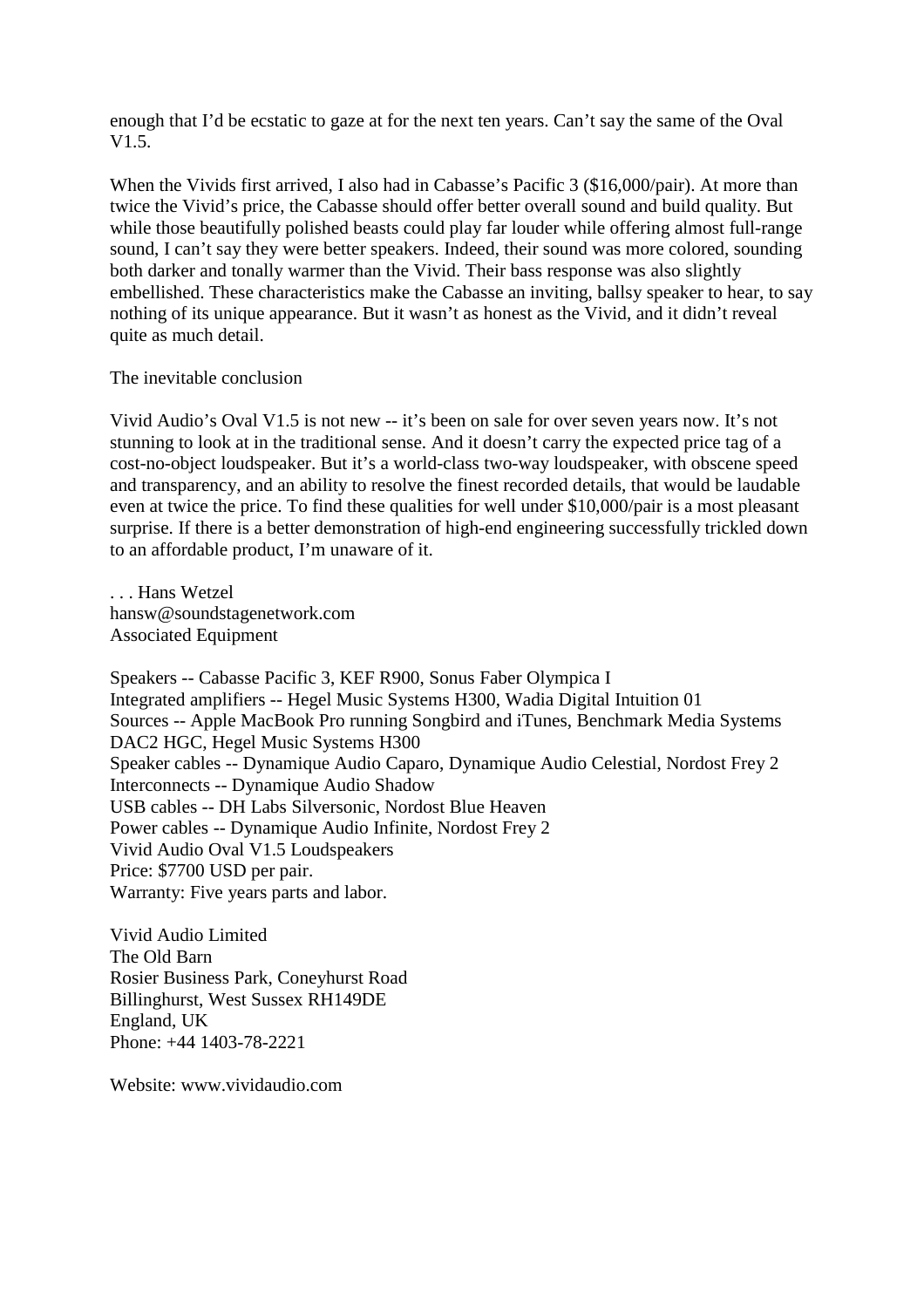enough that I'd be ecstatic to gaze at for the next ten years. Can't say the same of the Oval V1.5.

When the Vivids first arrived, I also had in Cabasse's Pacific 3 ($16,000/pair). At more than twice the Vivid's price, the Cabasse should offer better overall sound and build quality. But while those beautifully polished beasts could play far louder while offering almost full-range sound, I can't say they were better speakers. Indeed, their sound was more colored, sounding both darker and tonally warmer than the Vivid. Their bass response was also slightly embellished. These characteristics make the Cabasse an inviting, ballsy speaker to hear, to say nothing of its unique appearance. But it wasn't as honest as the Vivid, and it didn't reveal quite as much detail.

## The inevitable conclusion

Vivid Audio's Oval V1.5 is not new -- it's been on sale for over seven years now. It's not stunning to look at in the traditional sense. And it doesn't carry the expected price tag of a cost-no-object loudspeaker. But it's a world-class two-way loudspeaker, with obscene speed and transparency, and an ability to resolve the finest recorded details, that would be laudable even at twice the price. To find these qualities for well under $10,000/pair is a most pleasant surprise. If there is a better demonstration of high-end engineering successfully trickled down to an affordable product, I'm unaware of it.

. . . Hans Wetzel
hansw@soundstagenetwork.com

## Associated Equipment

Speakers -- Cabasse Pacific 3, KEF R900, Sonus Faber Olympica I
Integrated amplifiers -- Hegel Music Systems H300, Wadia Digital Intuition 01
Sources -- Apple MacBook Pro running Songbird and iTunes, Benchmark Media Systems DAC2 HGC, Hegel Music Systems H300
Speaker cables -- Dynamique Audio Caparo, Dynamique Audio Celestial, Nordost Frey 2
Interconnects -- Dynamique Audio Shadow
USB cables -- DH Labs Silversonic, Nordost Blue Heaven
Power cables -- Dynamique Audio Infinite, Nordost Frey 2

Vivid Audio Oval V1.5 Loudspeakers
Price: $7700 USD per pair.
Warranty: Five years parts and labor.

Vivid Audio Limited
The Old Barn
Rosier Business Park, Coneyhurst Road
Billinghurst, West Sussex RH149DE
England, UK
Phone: +44 1403-78-2221

Website: www.vividaudio.com